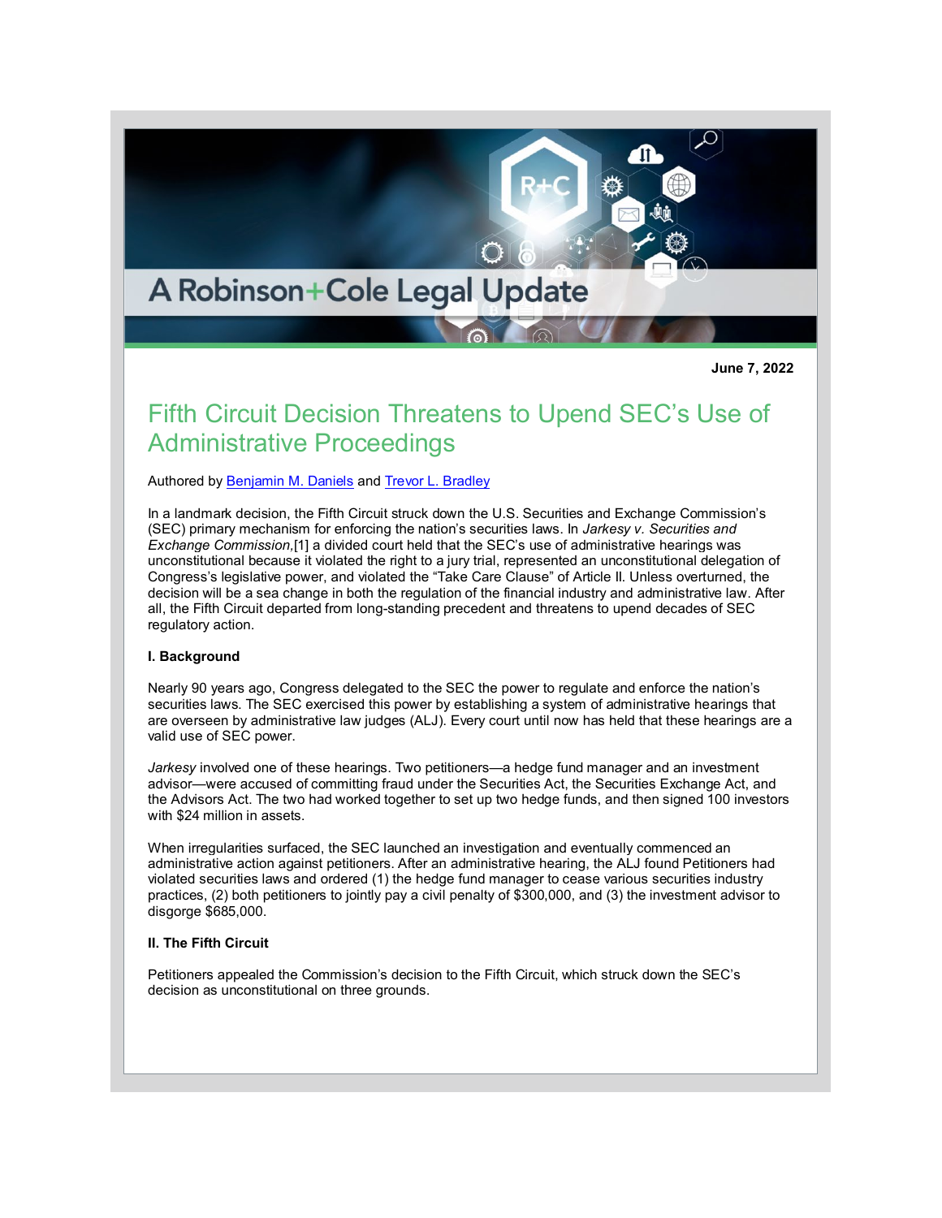A Robinson+Cole Legal Update

**June 7, 2022**

# Fifth Circuit Decision Threatens to Upend SEC's Use of Administrative Proceedings

Authored by Benjamin M. Daniels and Trevor L. Bradley

In a landmark decision, the Fifth Circuit struck down the U.S. Securities and Exchange Commission's (SEC) primary mechanism for enforcing the nation's securities laws. In *Jarkesy v. Securities and Exchange Commission*,[1] a divided court held that the SEC's use of administrative hearings was unconstitutional because it violated the right to a jury trial, represented an unconstitutional delegation of Congress's legislative power, and violated the "Take Care Clause" of Article II. Unless overturned, the decision will be a sea change in both the regulation of the financial industry and administrative law. After all, the Fifth Circuit departed from long-standing precedent and threatens to upend decades of SEC regulatory action.

**I. Background**

Nearly 90 years ago, Congress delegated to the SEC the power to regulate and enforce the nation's securities laws. The SEC exercised this power by establishing a system of administrative hearings that are overseen by administrative law judges (ALJ). Every court until now has held that these hearings are a valid use of SEC power.

*Jarkesy* involved one of these hearings. Two petitioners—a hedge fund manager and an investment advisor—were accused of committing fraud under the Securities Act, the Securities Exchange Act, and the Advisors Act. The two had worked together to set up two hedge funds, and then signed 100 investors with $24 million in assets.

When irregularities surfaced, the SEC launched an investigation and eventually commenced an administrative action against petitioners. After an administrative hearing, the ALJ found Petitioners had violated securities laws and ordered (1) the hedge fund manager to cease various securities industry practices, (2) both petitioners to jointly pay a civil penalty of $300,000, and (3) the investment advisor to disgorge $685,000.

**II. The Fifth Circuit**

Petitioners appealed the Commission's decision to the Fifth Circuit, which struck down the SEC's decision as unconstitutional on three grounds.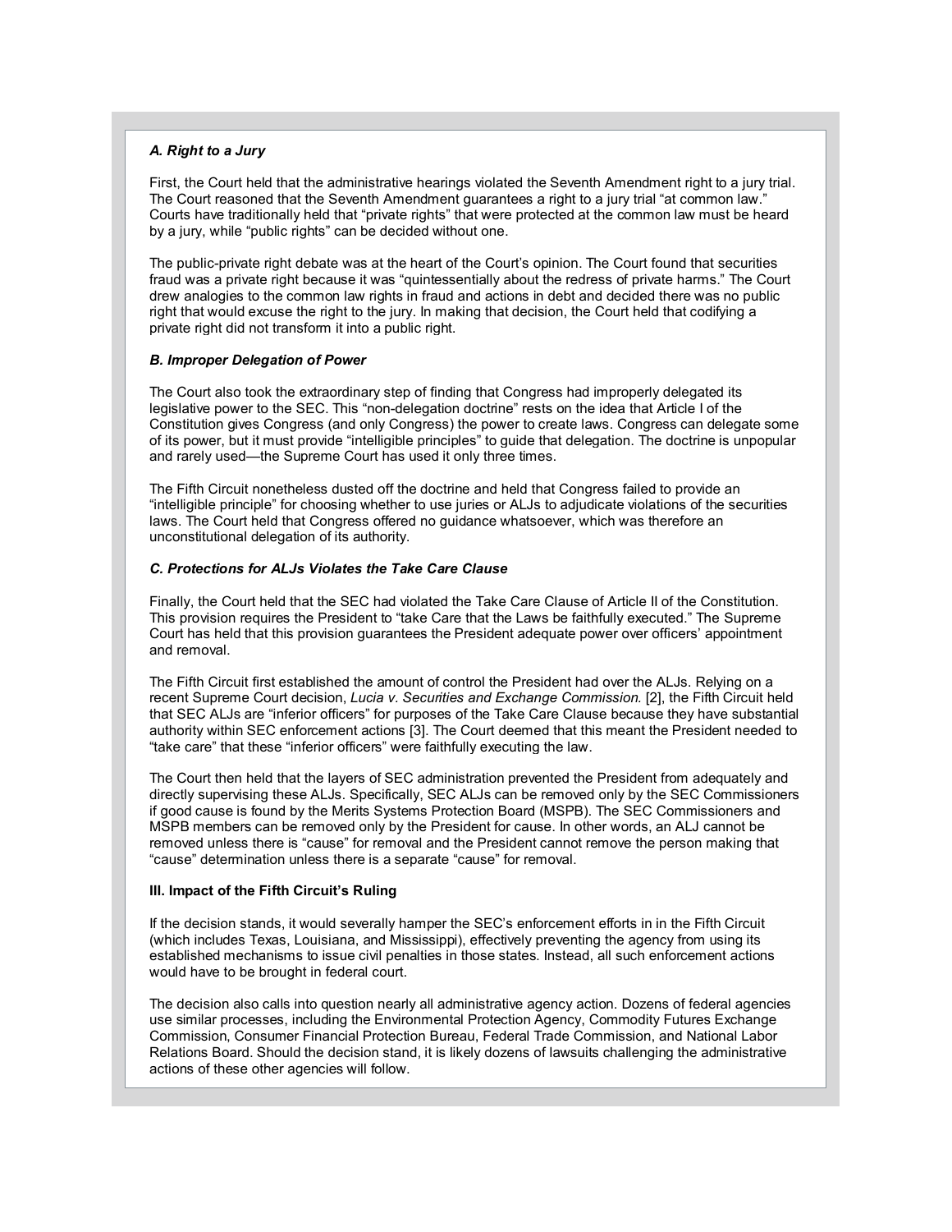### *A. Right to a Jury*

First, the Court held that the administrative hearings violated the Seventh Amendment right to a jury trial. The Court reasoned that the Seventh Amendment guarantees a right to a jury trial "at common law." Courts have traditionally held that "private rights" that were protected at the common law must be heard by a jury, while "public rights" can be decided without one.

The public-private right debate was at the heart of the Court's opinion. The Court found that securities fraud was a private right because it was "quintessentially about the redress of private harms." The Court drew analogies to the common law rights in fraud and actions in debt and decided there was no public right that would excuse the right to the jury. In making that decision, the Court held that codifying a private right did not transform it into a public right.

### *B. Improper Delegation of Power*

The Court also took the extraordinary step of finding that Congress had improperly delegated its legislative power to the SEC. This "non-delegation doctrine" rests on the idea that Article I of the Constitution gives Congress (and only Congress) the power to create laws. Congress can delegate some of its power, but it must provide "intelligible principles" to guide that delegation. The doctrine is unpopular and rarely used—the Supreme Court has used it only three times.

The Fifth Circuit nonetheless dusted off the doctrine and held that Congress failed to provide an "intelligible principle" for choosing whether to use juries or ALJs to adjudicate violations of the securities laws. The Court held that Congress offered no guidance whatsoever, which was therefore an unconstitutional delegation of its authority.

### *C. Protections for ALJs Violates the Take Care Clause*

Finally, the Court held that the SEC had violated the Take Care Clause of Article II of the Constitution. This provision requires the President to "take Care that the Laws be faithfully executed." The Supreme Court has held that this provision guarantees the President adequate power over officers' appointment and removal.

The Fifth Circuit first established the amount of control the President had over the ALJs. Relying on a recent Supreme Court decision, *Lucia v. Securities and Exchange Commission.* [2], the Fifth Circuit held that SEC ALJs are "inferior officers" for purposes of the Take Care Clause because they have substantial authority within SEC enforcement actions [3]. The Court deemed that this meant the President needed to "take care" that these "inferior officers" were faithfully executing the law.

The Court then held that the layers of SEC administration prevented the President from adequately and directly supervising these ALJs. Specifically, SEC ALJs can be removed only by the SEC Commissioners if good cause is found by the Merits Systems Protection Board (MSPB). The SEC Commissioners and MSPB members can be removed only by the President for cause. In other words, an ALJ cannot be removed unless there is "cause" for removal and the President cannot remove the person making that "cause" determination unless there is a separate "cause" for removal.

## III. Impact of the Fifth Circuit's Ruling

If the decision stands, it would severally hamper the SEC's enforcement efforts in in the Fifth Circuit (which includes Texas, Louisiana, and Mississippi), effectively preventing the agency from using its established mechanisms to issue civil penalties in those states. Instead, all such enforcement actions would have to be brought in federal court.

The decision also calls into question nearly all administrative agency action. Dozens of federal agencies use similar processes, including the Environmental Protection Agency, Commodity Futures Exchange Commission, Consumer Financial Protection Bureau, Federal Trade Commission, and National Labor Relations Board. Should the decision stand, it is likely dozens of lawsuits challenging the administrative actions of these other agencies will follow.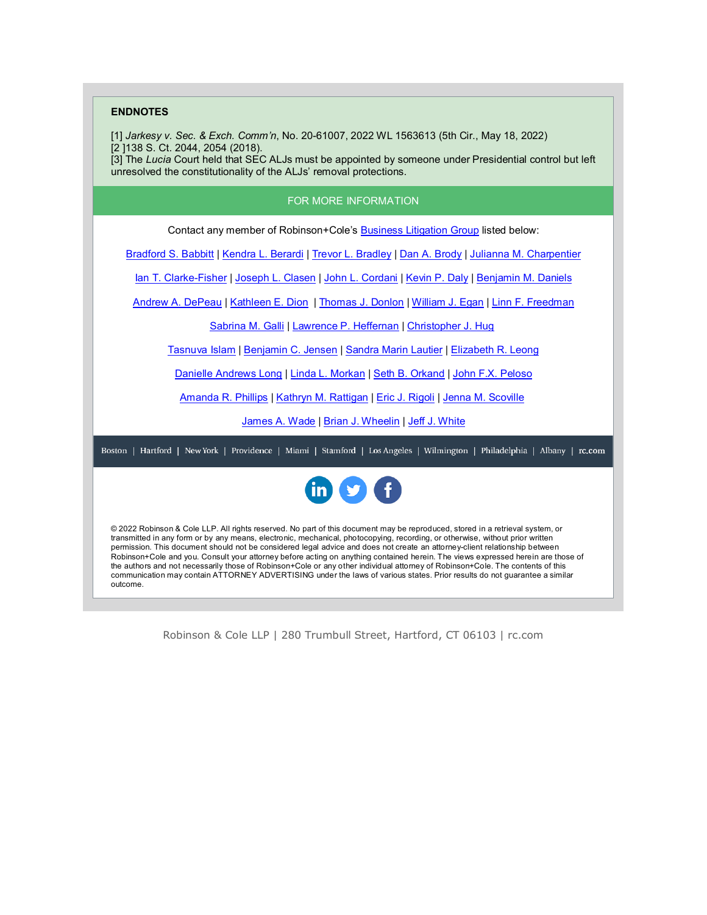**ENDNOTES**

[1] *Jarkesy v. Sec. & Exch. Comm'n*, No. 20-61007, 2022 WL 1563613 (5th Cir., May 18, 2022)
[2 ]138 S. Ct. 2044, 2054 (2018).
[3] The *Lucia* Court held that SEC ALJs must be appointed by someone under Presidential control but left unresolved the constitutionality of the ALJs' removal protections.

FOR MORE INFORMATION

Contact any member of Robinson+Cole's Business Litigation Group listed below:

Bradford S. Babbitt | Kendra L. Berardi | Trevor L. Bradley | Dan A. Brody | Julianna M. Charpentier

Ian T. Clarke-Fisher | Joseph L. Clasen | John L. Cordani | Kevin P. Daly | Benjamin M. Daniels

Andrew A. DePeau | Kathleen E. Dion | Thomas J. Donlon | William J. Egan | Linn F. Freedman

Sabrina M. Galli | Lawrence P. Heffernan | Christopher J. Hug

Tasnuva Islam | Benjamin C. Jensen | Sandra Marin Lautier | Elizabeth R. Leong

Danielle Andrews Long | Linda L. Morkan | Seth B. Orkand | John F.X. Peloso

Amanda R. Phillips | Kathryn M. Rattigan | Eric J. Rigoli | Jenna M. Scoville

James A. Wade | Brian J. Wheelin | Jeff J. White

Boston | Hartford | New York | Providence | Miami | Stamford | Los Angeles | Wilmington | Philadelphia | Albany | rc.com

© 2022 Robinson & Cole LLP. All rights reserved. No part of this document may be reproduced, stored in a retrieval system, or transmitted in any form or by any means, electronic, mechanical, photocopying, recording, or otherwise, without prior written permission. This document should not be considered legal advice and does not create an attorney-client relationship between Robinson+Cole and you. Consult your attorney before acting on anything contained herein. The views expressed herein are those of the authors and not necessarily those of Robinson+Cole or any other individual attorney of Robinson+Cole. The contents of this communication may contain ATTORNEY ADVERTISING under the laws of various states. Prior results do not guarantee a similar outcome.

Robinson & Cole LLP | 280 Trumbull Street, Hartford, CT 06103 | rc.com